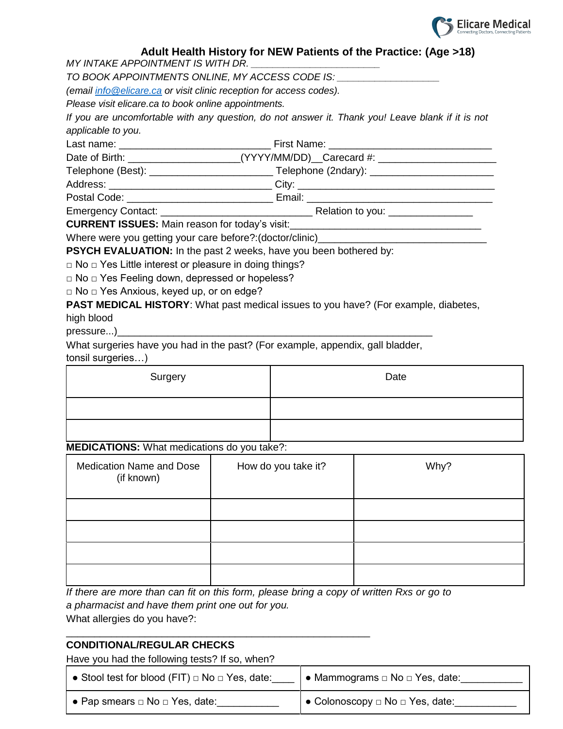Elicare Medical
Connecting Doctors, Connecting Patients

## Adult Health History for NEW Patients of the Practice: (Age >18)

*MY INTAKE APPOINTMENT IS WITH DR. ______________________*

*TO BOOK APPOINTMENTS ONLINE, MY ACCESS CODE IS: __________________*

*(email info@elicare.ca or visit clinic reception for access codes).*

*Please visit elicare.ca to book online appointments.*

*If you are uncomfortable with any question, do not answer it. Thank you! Leave blank if it is not applicable to you.*

Last name: ___________________________ First Name: _____________________________

Date of Birth: ___________________(YYYY/MM/DD)__Carecard #: _____________________

Telephone (Best): _____________________ Telephone (2ndary): ______________________

Address: _____________________________ City: ___________________________________

Postal Code: __________________________ Email: _________________________________

Emergency Contact: ___________________________ Relation to you: _______________

**CURRENT ISSUES:** Main reason for today's visit:__________________________________

Where were you getting your care before?:(doctor/clinic)______________________________

**PSYCH EVALUATION:** In the past 2 weeks, have you been bothered by:

□ No □ Yes Little interest or pleasure in doing things?

□ No □ Yes Feeling down, depressed or hopeless?

□ No □ Yes Anxious, keyed up, or on edge?

**PAST MEDICAL HISTORY**: What past medical issues to you have? (For example, diabetes, high blood pressure...)__________________________________________________________

What surgeries have you had in the past? (For example, appendix, gall bladder, tonsil surgeries…)

| Surgery | Date |
|---|---|
| | |
| | |

**MEDICATIONS:** What medications do you take?:

| Medication Name and Dose (if known) | How do you take it? | Why? |
|---|---|---|
| | | |
| | | |
| | | |
| | | |

*If there are more than can fit on this form, please bring a copy of written Rxs or go to a pharmacist and have them print one out for you.*

What allergies do you have?:

_______________________________________________________

**CONDITIONAL/REGULAR CHECKS**

Have you had the following tests? If so, when?

| | |
|---|---|
| • Stool test for blood (FIT) □ No □ Yes, date:____ | • Mammograms □ No □ Yes, date:___________ |
| • Pap smears □ No □ Yes, date:___________ | • Colonoscopy □ No □ Yes, date:___________ |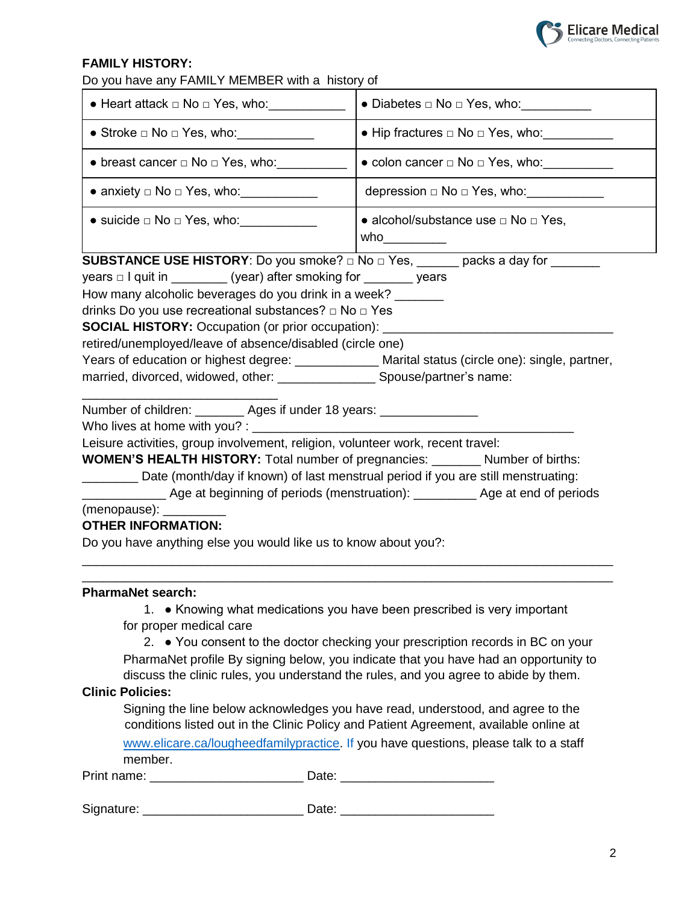**FAMILY HISTORY:**

Do you have any FAMILY MEMBER with a history of

| | |
|---|---|
| • Heart attack □ No □ Yes, who:___________ | • Diabetes □ No □ Yes, who:__________ |
| • Stroke □ No □ Yes, who:___________ | • Hip fractures □ No □ Yes, who:__________ |
| • breast cancer □ No □ Yes, who:__________ | • colon cancer □ No □ Yes, who:__________ |
| • anxiety □ No □ Yes, who:___________ | depression □ No □ Yes, who:___________ |
| • suicide □ No □ Yes, who:___________ | • alcohol/substance use □ No □ Yes, who_________ |

**SUBSTANCE USE HISTORY**: Do you smoke? □ No □ Yes, ______ packs a day for _______ years □ I quit in ________ (year) after smoking for _______ years

How many alcoholic beverages do you drink in a week? _______ drinks Do you use recreational substances? □ No □ Yes

**SOCIAL HISTORY:** Occupation (or prior occupation): _________________________________ retired/unemployed/leave of absence/disabled (circle one)

Years of education or highest degree: ___________ Marital status (circle one): single, partner, married, divorced, widowed, other: _____________ Spouse/partner's name: ____________________________

Number of children: _______ Ages if under 18 years: ______________

Who lives at home with you? : ________________________________________________

Leisure activities, group involvement, religion, volunteer work, recent travel:

**WOMEN'S HEALTH HISTORY:** Total number of pregnancies: _______ Number of births: ________ Date (month/day if known) of last menstrual period if you are still menstruating: ____________ Age at beginning of periods (menstruation): _________ Age at end of periods (menopause): _________

**OTHER INFORMATION:**

Do you have anything else you would like us to know about you?:

______________________________________________________________________________

______________________________________________________________________________

**PharmaNet search:**

1. • Knowing what medications you have been prescribed is very important for proper medical care
2. • You consent to the doctor checking your prescription records in BC on your PharmaNet profile By signing below, you indicate that you have had an opportunity to discuss the clinic rules, you understand the rules, and you agree to abide by them.

**Clinic Policies:**

Signing the line below acknowledges you have read, understood, and agree to the conditions listed out in the Clinic Policy and Patient Agreement, available online at www.elicare.ca/lougheedfamilypractice. If you have questions, please talk to a staff member.

Print name: ______________________ Date: ______________________

Signature: _______________________ Date: ______________________